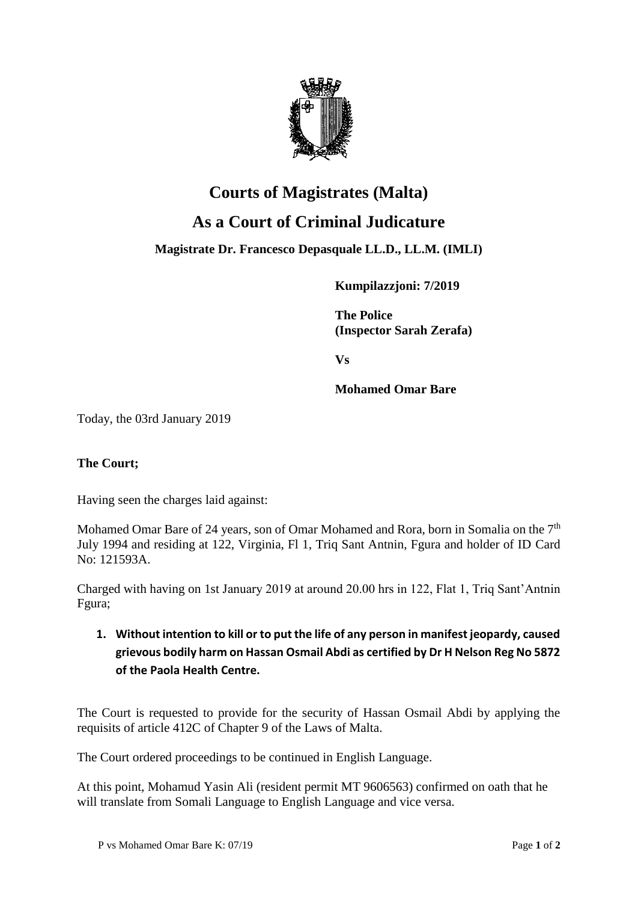# Courts of Magistrates (Malta)

# As a Court of Criminal Judicature

### Magistrate Dr. Francesco Depasquale LL.D., LL.M. (IMLI)

**Kumpilazzjoni: 7/2019**

**The Police**
**(Inspector Sarah Zerafa)**

**Vs**

**Mohamed Omar Bare**

Today, the 03rd January 2019

**The Court;**

Having seen the charges laid against:

Mohamed Omar Bare of 24 years, son of Omar Mohamed and Rora, born in Somalia on the 7th July 1994 and residing at 122, Virginia, Fl 1, Triq Sant Antnin, Fgura and holder of ID Card No: 121593A.

Charged with having on 1st January 2019 at around 20.00 hrs in 122, Flat 1, Triq Sant'Antnin Fgura;

1. **Without intention to kill or to put the life of any person in manifest jeopardy, caused grievous bodily harm on Hassan Osmail Abdi as certified by Dr H Nelson Reg No 5872 of the Paola Health Centre.**

The Court is requested to provide for the security of Hassan Osmail Abdi by applying the requisits of article 412C of Chapter 9 of the Laws of Malta.

The Court ordered proceedings to be continued in English Language.

At this point, Mohamud Yasin Ali (resident permit MT 9606563) confirmed on oath that he will translate from Somali Language to English Language and vice versa.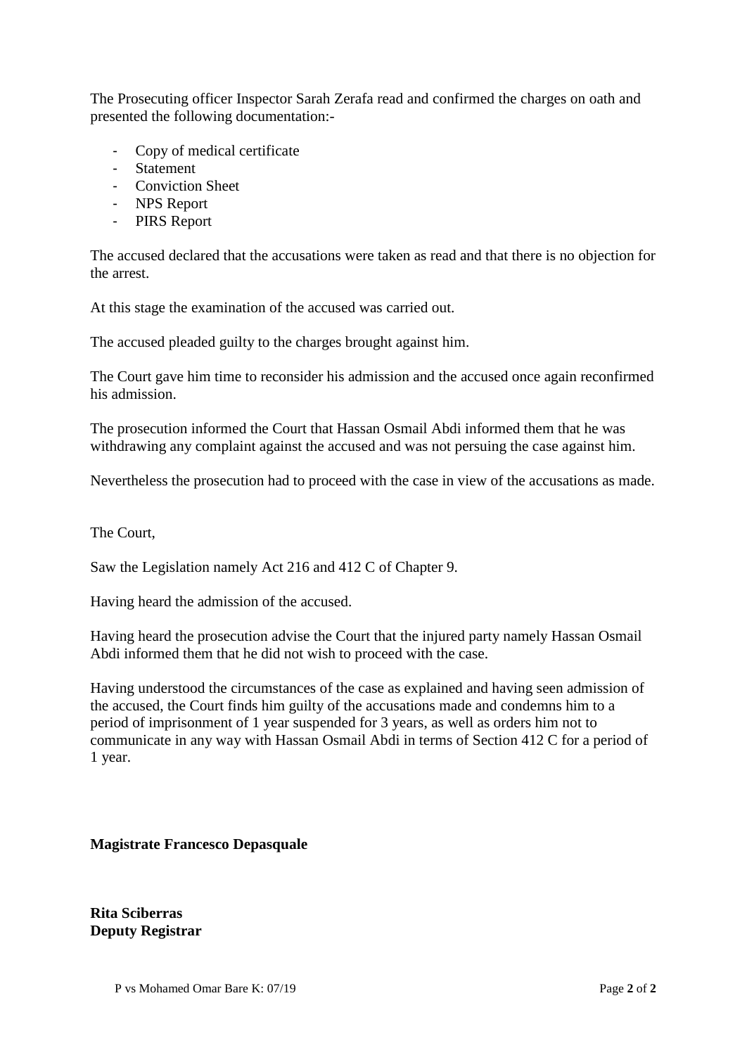The Prosecuting officer Inspector Sarah Zerafa read and confirmed the charges on oath and presented the following documentation:-

- Copy of medical certificate
- Statement
- Conviction Sheet
- NPS Report
- PIRS Report

The accused declared that the accusations were taken as read and that there is no objection for the arrest.

At this stage the examination of the accused was carried out.

The accused pleaded guilty to the charges brought against him.

The Court gave him time to reconsider his admission and the accused once again reconfirmed his admission.

The prosecution informed the Court that Hassan Osmail Abdi informed them that he was withdrawing any complaint against the accused and was not persuing the case against him.

Nevertheless the prosecution had to proceed with the case in view of the accusations as made.

The Court,

Saw the Legislation namely Act 216 and 412 C of Chapter 9.

Having heard the admission of the accused.

Having heard the prosecution advise the Court that the injured party namely Hassan Osmail Abdi informed them that he did not wish to proceed with the case.

Having understood the circumstances of the case as explained and having seen admission of the accused, the Court finds him guilty of the accusations made and condemns him to a period of imprisonment of 1 year suspended for 3 years, as well as orders him not to communicate in any way with Hassan Osmail Abdi in terms of Section 412 C for a period of 1 year.

**Magistrate Francesco Depasquale**

**Rita Sciberras**
**Deputy Registrar**